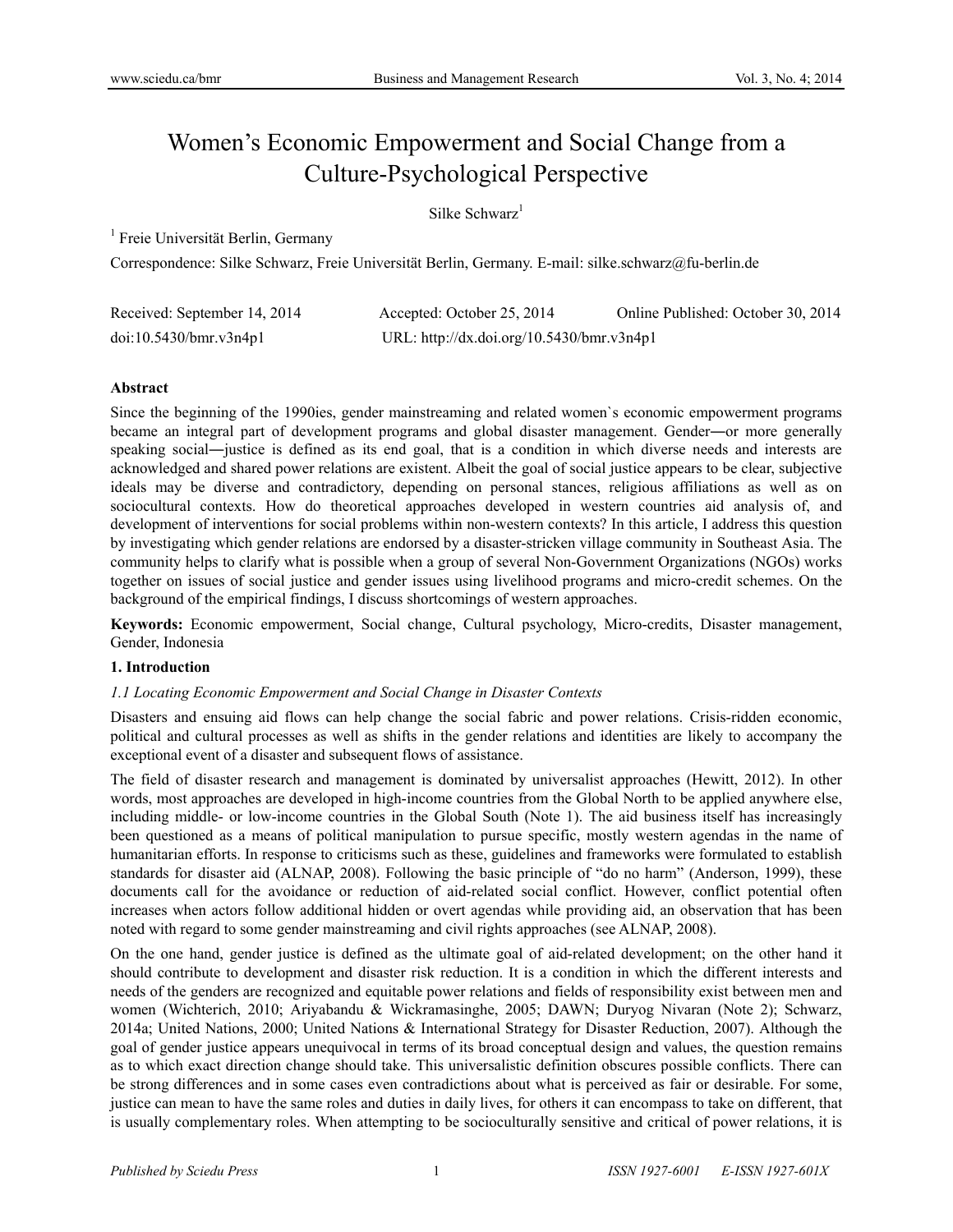# Women's Economic Empowerment and Social Change from a Culture-Psychological Perspective

Silke Schwarz[1]

[1] Freie Universität Berlin, Germany

Correspondence: Silke Schwarz, Freie Universität Berlin, Germany. E-mail: silke.schwarz@fu-berlin.de

Received: September 14, 2014 Accepted: October 25, 2014 Online Published: October 30, 2014

doi:10.5430/bmr.v3n4p1 URL: http://dx.doi.org/10.5430/bmr.v3n4p1

**Abstract**

Since the beginning of the 1990ies, gender mainstreaming and related women`s economic empowerment programs became an integral part of development programs and global disaster management. Gender―or more generally speaking social―justice is defined as its end goal, that is a condition in which diverse needs and interests are acknowledged and shared power relations are existent. Albeit the goal of social justice appears to be clear, subjective ideals may be diverse and contradictory, depending on personal stances, religious affiliations as well as on sociocultural contexts. How do theoretical approaches developed in western countries aid analysis of, and development of interventions for social problems within non-western contexts? In this article, I address this question by investigating which gender relations are endorsed by a disaster-stricken village community in Southeast Asia. The community helps to clarify what is possible when a group of several Non-Government Organizations (NGOs) works together on issues of social justice and gender issues using livelihood programs and micro-credit schemes. On the background of the empirical findings, I discuss shortcomings of western approaches.

**Keywords:** Economic empowerment, Social change, Cultural psychology, Micro-credits, Disaster management, Gender, Indonesia

## 1. Introduction

### *1.1 Locating Economic Empowerment and Social Change in Disaster Contexts*

Disasters and ensuing aid flows can help change the social fabric and power relations. Crisis-ridden economic, political and cultural processes as well as shifts in the gender relations and identities are likely to accompany the exceptional event of a disaster and subsequent flows of assistance.

The field of disaster research and management is dominated by universalist approaches (Hewitt, 2012). In other words, most approaches are developed in high-income countries from the Global North to be applied anywhere else, including middle- or low-income countries in the Global South (Note 1). The aid business itself has increasingly been questioned as a means of political manipulation to pursue specific, mostly western agendas in the name of humanitarian efforts. In response to criticisms such as these, guidelines and frameworks were formulated to establish standards for disaster aid (ALNAP, 2008). Following the basic principle of "do no harm" (Anderson, 1999), these documents call for the avoidance or reduction of aid-related social conflict. However, conflict potential often increases when actors follow additional hidden or overt agendas while providing aid, an observation that has been noted with regard to some gender mainstreaming and civil rights approaches (see ALNAP, 2008).

On the one hand, gender justice is defined as the ultimate goal of aid-related development; on the other hand it should contribute to development and disaster risk reduction. It is a condition in which the different interests and needs of the genders are recognized and equitable power relations and fields of responsibility exist between men and women (Wichterich, 2010; Ariyabandu & Wickramasinghe, 2005; DAWN; Duryog Nivaran (Note 2); Schwarz, 2014a; United Nations, 2000; United Nations & International Strategy for Disaster Reduction, 2007). Although the goal of gender justice appears unequivocal in terms of its broad conceptual design and values, the question remains as to which exact direction change should take. This universalistic definition obscures possible conflicts. There can be strong differences and in some cases even contradictions about what is perceived as fair or desirable. For some, justice can mean to have the same roles and duties in daily lives, for others it can encompass to take on different, that is usually complementary roles. When attempting to be socioculturally sensitive and critical of power relations, it is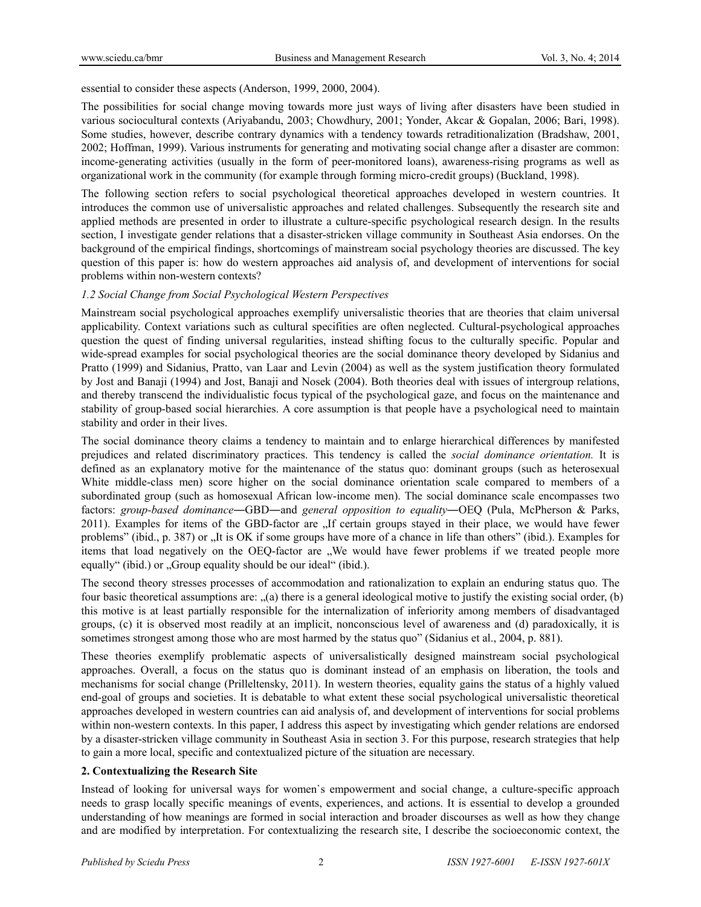essential to consider these aspects (Anderson, 1999, 2000, 2004).

The possibilities for social change moving towards more just ways of living after disasters have been studied in various sociocultural contexts (Ariyabandu, 2003; Chowdhury, 2001; Yonder, Akcar & Gopalan, 2006; Bari, 1998). Some studies, however, describe contrary dynamics with a tendency towards retraditionalization (Bradshaw, 2001, 2002; Hoffman, 1999). Various instruments for generating and motivating social change after a disaster are common: income-generating activities (usually in the form of peer-monitored loans), awareness-rising programs as well as organizational work in the community (for example through forming micro-credit groups) (Buckland, 1998).

The following section refers to social psychological theoretical approaches developed in western countries. It introduces the common use of universalistic approaches and related challenges. Subsequently the research site and applied methods are presented in order to illustrate a culture-specific psychological research design. In the results section, I investigate gender relations that a disaster-stricken village community in Southeast Asia endorses. On the background of the empirical findings, shortcomings of mainstream social psychology theories are discussed. The key question of this paper is: how do western approaches aid analysis of, and development of interventions for social problems within non-western contexts?

### *1.2 Social Change from Social Psychological Western Perspectives*

Mainstream social psychological approaches exemplify universalistic theories that are theories that claim universal applicability. Context variations such as cultural specifities are often neglected. Cultural-psychological approaches question the quest of finding universal regularities, instead shifting focus to the culturally specific. Popular and wide-spread examples for social psychological theories are the social dominance theory developed by Sidanius and Pratto (1999) and Sidanius, Pratto, van Laar and Levin (2004) as well as the system justification theory formulated by Jost and Banaji (1994) and Jost, Banaji and Nosek (2004). Both theories deal with issues of intergroup relations, and thereby transcend the individualistic focus typical of the psychological gaze, and focus on the maintenance and stability of group-based social hierarchies. A core assumption is that people have a psychological need to maintain stability and order in their lives.

The social dominance theory claims a tendency to maintain and to enlarge hierarchical differences by manifested prejudices and related discriminatory practices. This tendency is called the *social dominance orientation.* It is defined as an explanatory motive for the maintenance of the status quo: dominant groups (such as heterosexual White middle-class men) score higher on the social dominance orientation scale compared to members of a subordinated group (such as homosexual African low-income men). The social dominance scale encompasses two factors: *group-based dominance*—GBD—and *general opposition to equality*—OEQ (Pula, McPherson & Parks, 2011). Examples for items of the GBD-factor are „If certain groups stayed in their place, we would have fewer problems" (ibid., p. 387) or „It is OK if some groups have more of a chance in life than others" (ibid.). Examples for items that load negatively on the OEQ-factor are „We would have fewer problems if we treated people more equally" (ibid.) or „Group equality should be our ideal" (ibid.).

The second theory stresses processes of accommodation and rationalization to explain an enduring status quo. The four basic theoretical assumptions are: „(a) there is a general ideological motive to justify the existing social order, (b) this motive is at least partially responsible for the internalization of inferiority among members of disadvantaged groups, (c) it is observed most readily at an implicit, nonconscious level of awareness and (d) paradoxically, it is sometimes strongest among those who are most harmed by the status quo" (Sidanius et al., 2004, p. 881).

These theories exemplify problematic aspects of universalistically designed mainstream social psychological approaches. Overall, a focus on the status quo is dominant instead of an emphasis on liberation, the tools and mechanisms for social change (Prilleltensky, 2011). In western theories, equality gains the status of a highly valued end-goal of groups and societies. It is debatable to what extent these social psychological universalistic theoretical approaches developed in western countries can aid analysis of, and development of interventions for social problems within non-western contexts. In this paper, I address this aspect by investigating which gender relations are endorsed by a disaster-stricken village community in Southeast Asia in section 3. For this purpose, research strategies that help to gain a more local, specific and contextualized picture of the situation are necessary.

## **2. Contextualizing the Research Site**

Instead of looking for universal ways for women`s empowerment and social change, a culture-specific approach needs to grasp locally specific meanings of events, experiences, and actions. It is essential to develop a grounded understanding of how meanings are formed in social interaction and broader discourses as well as how they change and are modified by interpretation. For contextualizing the research site, I describe the socioeconomic context, the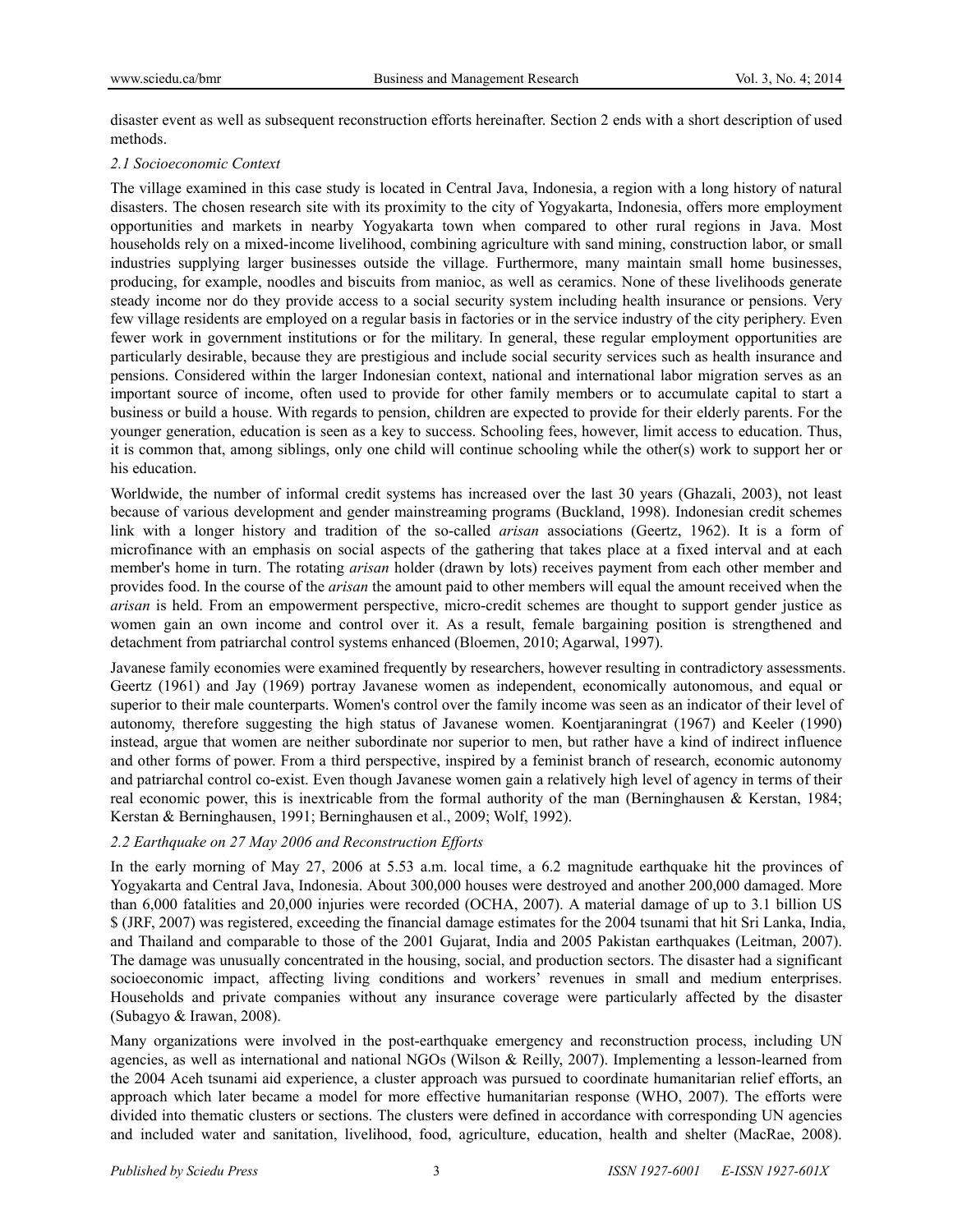disaster event as well as subsequent reconstruction efforts hereinafter. Section 2 ends with a short description of used methods.

### *2.1 Socioeconomic Context*

The village examined in this case study is located in Central Java, Indonesia, a region with a long history of natural disasters. The chosen research site with its proximity to the city of Yogyakarta, Indonesia, offers more employment opportunities and markets in nearby Yogyakarta town when compared to other rural regions in Java. Most households rely on a mixed-income livelihood, combining agriculture with sand mining, construction labor, or small industries supplying larger businesses outside the village. Furthermore, many maintain small home businesses, producing, for example, noodles and biscuits from manioc, as well as ceramics. None of these livelihoods generate steady income nor do they provide access to a social security system including health insurance or pensions. Very few village residents are employed on a regular basis in factories or in the service industry of the city periphery. Even fewer work in government institutions or for the military. In general, these regular employment opportunities are particularly desirable, because they are prestigious and include social security services such as health insurance and pensions. Considered within the larger Indonesian context, national and international labor migration serves as an important source of income, often used to provide for other family members or to accumulate capital to start a business or build a house. With regards to pension, children are expected to provide for their elderly parents. For the younger generation, education is seen as a key to success. Schooling fees, however, limit access to education. Thus, it is common that, among siblings, only one child will continue schooling while the other(s) work to support her or his education.

Worldwide, the number of informal credit systems has increased over the last 30 years (Ghazali, 2003), not least because of various development and gender mainstreaming programs (Buckland, 1998). Indonesian credit schemes link with a longer history and tradition of the so-called *arisan* associations (Geertz, 1962). It is a form of microfinance with an emphasis on social aspects of the gathering that takes place at a fixed interval and at each member's home in turn. The rotating *arisan* holder (drawn by lots) receives payment from each other member and provides food. In the course of the *arisan* the amount paid to other members will equal the amount received when the *arisan* is held. From an empowerment perspective, micro-credit schemes are thought to support gender justice as women gain an own income and control over it. As a result, female bargaining position is strengthened and detachment from patriarchal control systems enhanced (Bloemen, 2010; Agarwal, 1997).

Javanese family economies were examined frequently by researchers, however resulting in contradictory assessments. Geertz (1961) and Jay (1969) portray Javanese women as independent, economically autonomous, and equal or superior to their male counterparts. Women's control over the family income was seen as an indicator of their level of autonomy, therefore suggesting the high status of Javanese women. Koentjaraningrat (1967) and Keeler (1990) instead, argue that women are neither subordinate nor superior to men, but rather have a kind of indirect influence and other forms of power. From a third perspective, inspired by a feminist branch of research, economic autonomy and patriarchal control co-exist. Even though Javanese women gain a relatively high level of agency in terms of their real economic power, this is inextricable from the formal authority of the man (Berninghausen & Kerstan, 1984; Kerstan & Berninghausen, 1991; Berninghausen et al., 2009; Wolf, 1992).

### *2.2 Earthquake on 27 May 2006 and Reconstruction Efforts*

In the early morning of May 27, 2006 at 5.53 a.m. local time, a 6.2 magnitude earthquake hit the provinces of Yogyakarta and Central Java, Indonesia. About 300,000 houses were destroyed and another 200,000 damaged. More than 6,000 fatalities and 20,000 injuries were recorded (OCHA, 2007). A material damage of up to 3.1 billion US $ (JRF, 2007) was registered, exceeding the financial damage estimates for the 2004 tsunami that hit Sri Lanka, India, and Thailand and comparable to those of the 2001 Gujarat, India and 2005 Pakistan earthquakes (Leitman, 2007). The damage was unusually concentrated in the housing, social, and production sectors. The disaster had a significant socioeconomic impact, affecting living conditions and workers' revenues in small and medium enterprises. Households and private companies without any insurance coverage were particularly affected by the disaster (Subagyo & Irawan, 2008).

Many organizations were involved in the post-earthquake emergency and reconstruction process, including UN agencies, as well as international and national NGOs (Wilson & Reilly, 2007). Implementing a lesson-learned from the 2004 Aceh tsunami aid experience, a cluster approach was pursued to coordinate humanitarian relief efforts, an approach which later became a model for more effective humanitarian response (WHO, 2007). The efforts were divided into thematic clusters or sections. The clusters were defined in accordance with corresponding UN agencies and included water and sanitation, livelihood, food, agriculture, education, health and shelter (MacRae, 2008).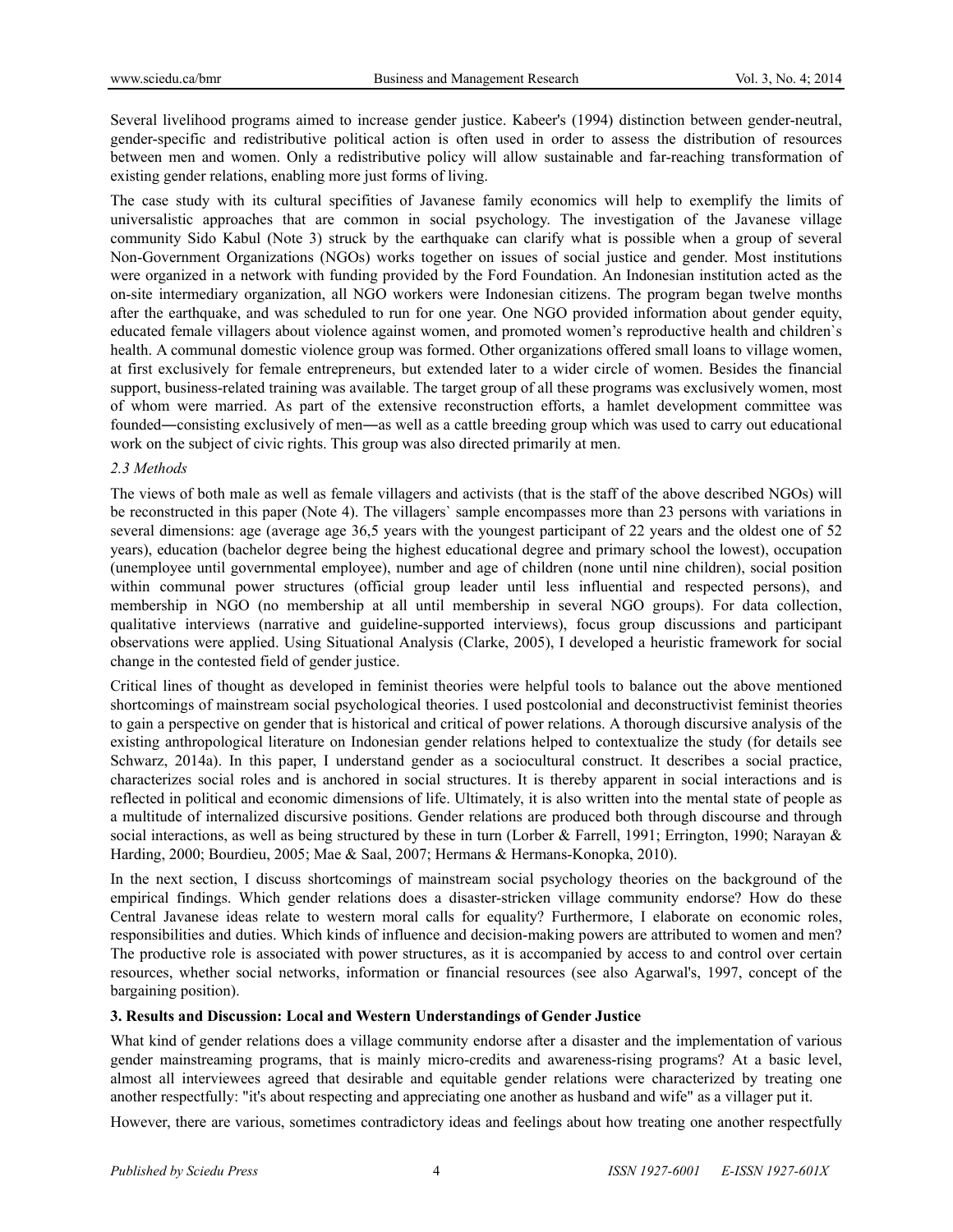Several livelihood programs aimed to increase gender justice. Kabeer's (1994) distinction between gender-neutral, gender-specific and redistributive political action is often used in order to assess the distribution of resources between men and women. Only a redistributive policy will allow sustainable and far-reaching transformation of existing gender relations, enabling more just forms of living.

The case study with its cultural specifities of Javanese family economics will help to exemplify the limits of universalistic approaches that are common in social psychology. The investigation of the Javanese village community Sido Kabul (Note 3) struck by the earthquake can clarify what is possible when a group of several Non-Government Organizations (NGOs) works together on issues of social justice and gender. Most institutions were organized in a network with funding provided by the Ford Foundation. An Indonesian institution acted as the on-site intermediary organization, all NGO workers were Indonesian citizens. The program began twelve months after the earthquake, and was scheduled to run for one year. One NGO provided information about gender equity, educated female villagers about violence against women, and promoted women's reproductive health and children`s health. A communal domestic violence group was formed. Other organizations offered small loans to village women, at first exclusively for female entrepreneurs, but extended later to a wider circle of women. Besides the financial support, business-related training was available. The target group of all these programs was exclusively women, most of whom were married. As part of the extensive reconstruction efforts, a hamlet development committee was founded―consisting exclusively of men―as well as a cattle breeding group which was used to carry out educational work on the subject of civic rights. This group was also directed primarily at men.

*2.3 Methods*

The views of both male as well as female villagers and activists (that is the staff of the above described NGOs) will be reconstructed in this paper (Note 4). The villagers` sample encompasses more than 23 persons with variations in several dimensions: age (average age 36,5 years with the youngest participant of 22 years and the oldest one of 52 years), education (bachelor degree being the highest educational degree and primary school the lowest), occupation (unemployee until governmental employee), number and age of children (none until nine children), social position within communal power structures (official group leader until less influential and respected persons), and membership in NGO (no membership at all until membership in several NGO groups). For data collection, qualitative interviews (narrative and guideline-supported interviews), focus group discussions and participant observations were applied. Using Situational Analysis (Clarke, 2005), I developed a heuristic framework for social change in the contested field of gender justice.

Critical lines of thought as developed in feminist theories were helpful tools to balance out the above mentioned shortcomings of mainstream social psychological theories. I used postcolonial and deconstructivist feminist theories to gain a perspective on gender that is historical and critical of power relations. A thorough discursive analysis of the existing anthropological literature on Indonesian gender relations helped to contextualize the study (for details see Schwarz, 2014a). In this paper, I understand gender as a sociocultural construct. It describes a social practice, characterizes social roles and is anchored in social structures. It is thereby apparent in social interactions and is reflected in political and economic dimensions of life. Ultimately, it is also written into the mental state of people as a multitude of internalized discursive positions. Gender relations are produced both through discourse and through social interactions, as well as being structured by these in turn (Lorber & Farrell, 1991; Errington, 1990; Narayan & Harding, 2000; Bourdieu, 2005; Mae & Saal, 2007; Hermans & Hermans-Konopka, 2010).

In the next section, I discuss shortcomings of mainstream social psychology theories on the background of the empirical findings. Which gender relations does a disaster-stricken village community endorse? How do these Central Javanese ideas relate to western moral calls for equality? Furthermore, I elaborate on economic roles, responsibilities and duties. Which kinds of influence and decision-making powers are attributed to women and men? The productive role is associated with power structures, as it is accompanied by access to and control over certain resources, whether social networks, information or financial resources (see also Agarwal's, 1997, concept of the bargaining position).

## 3. Results and Discussion: Local and Western Understandings of Gender Justice

What kind of gender relations does a village community endorse after a disaster and the implementation of various gender mainstreaming programs, that is mainly micro-credits and awareness-rising programs? At a basic level, almost all interviewees agreed that desirable and equitable gender relations were characterized by treating one another respectfully: "it's about respecting and appreciating one another as husband and wife" as a villager put it.

However, there are various, sometimes contradictory ideas and feelings about how treating one another respectfully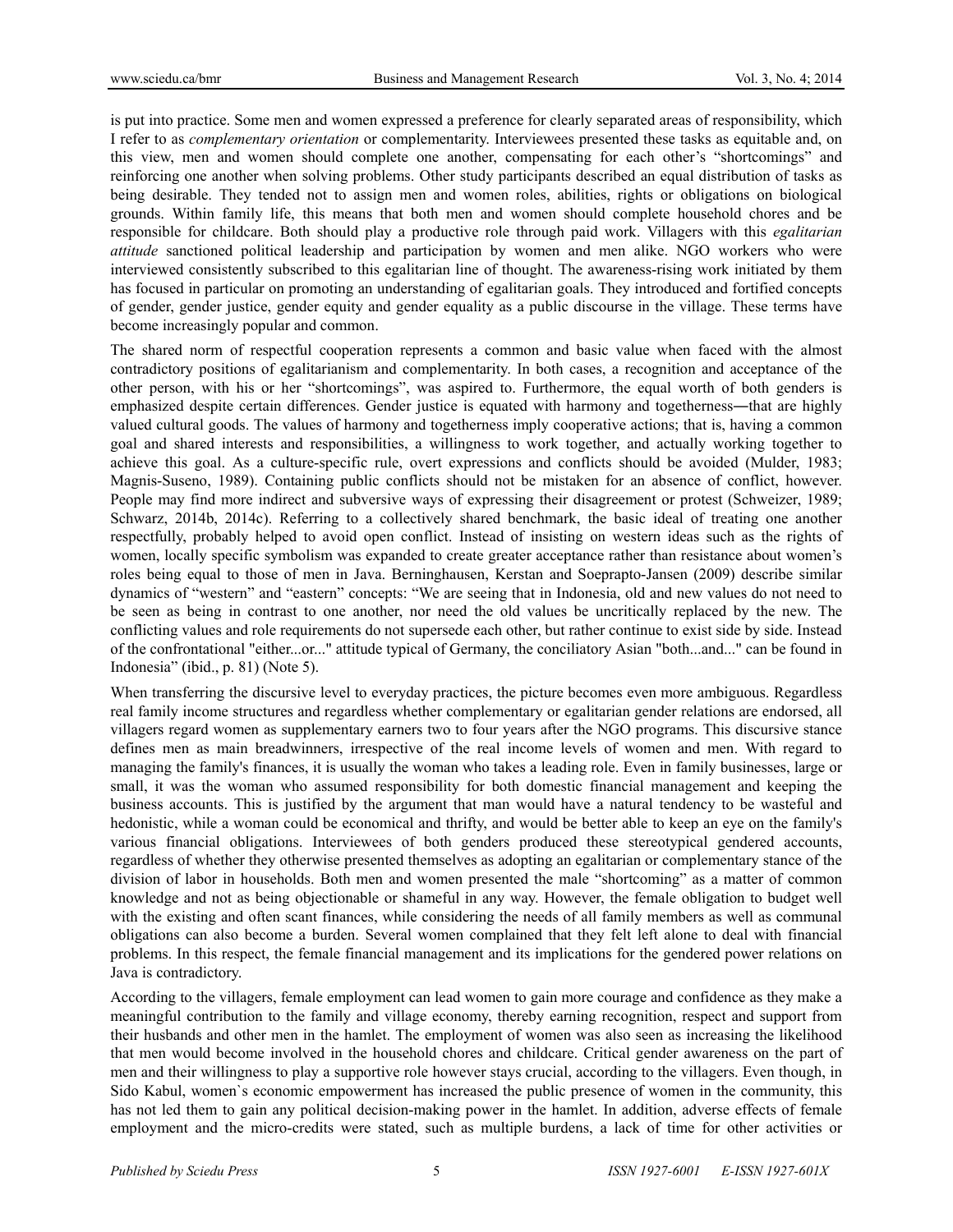is put into practice. Some men and women expressed a preference for clearly separated areas of responsibility, which I refer to as *complementary orientation* or complementarity. Interviewees presented these tasks as equitable and, on this view, men and women should complete one another, compensating for each other's "shortcomings" and reinforcing one another when solving problems. Other study participants described an equal distribution of tasks as being desirable. They tended not to assign men and women roles, abilities, rights or obligations on biological grounds. Within family life, this means that both men and women should complete household chores and be responsible for childcare. Both should play a productive role through paid work. Villagers with this *egalitarian attitude* sanctioned political leadership and participation by women and men alike. NGO workers who were interviewed consistently subscribed to this egalitarian line of thought. The awareness-rising work initiated by them has focused in particular on promoting an understanding of egalitarian goals. They introduced and fortified concepts of gender, gender justice, gender equity and gender equality as a public discourse in the village. These terms have become increasingly popular and common.

The shared norm of respectful cooperation represents a common and basic value when faced with the almost contradictory positions of egalitarianism and complementarity. In both cases, a recognition and acceptance of the other person, with his or her "shortcomings", was aspired to. Furthermore, the equal worth of both genders is emphasized despite certain differences. Gender justice is equated with harmony and togetherness―that are highly valued cultural goods. The values of harmony and togetherness imply cooperative actions; that is, having a common goal and shared interests and responsibilities, a willingness to work together, and actually working together to achieve this goal. As a culture-specific rule, overt expressions and conflicts should be avoided (Mulder, 1983; Magnis-Suseno, 1989). Containing public conflicts should not be mistaken for an absence of conflict, however. People may find more indirect and subversive ways of expressing their disagreement or protest (Schweizer, 1989; Schwarz, 2014b, 2014c). Referring to a collectively shared benchmark, the basic ideal of treating one another respectfully, probably helped to avoid open conflict. Instead of insisting on western ideas such as the rights of women, locally specific symbolism was expanded to create greater acceptance rather than resistance about women's roles being equal to those of men in Java. Berninghausen, Kerstan and Soeprapto-Jansen (2009) describe similar dynamics of "western" and "eastern" concepts: "We are seeing that in Indonesia, old and new values do not need to be seen as being in contrast to one another, nor need the old values be uncritically replaced by the new. The conflicting values and role requirements do not supersede each other, but rather continue to exist side by side. Instead of the confrontational "either...or..." attitude typical of Germany, the conciliatory Asian "both...and..." can be found in Indonesia" (ibid., p. 81) (Note 5).

When transferring the discursive level to everyday practices, the picture becomes even more ambiguous. Regardless real family income structures and regardless whether complementary or egalitarian gender relations are endorsed, all villagers regard women as supplementary earners two to four years after the NGO programs. This discursive stance defines men as main breadwinners, irrespective of the real income levels of women and men. With regard to managing the family's finances, it is usually the woman who takes a leading role. Even in family businesses, large or small, it was the woman who assumed responsibility for both domestic financial management and keeping the business accounts. This is justified by the argument that man would have a natural tendency to be wasteful and hedonistic, while a woman could be economical and thrifty, and would be better able to keep an eye on the family's various financial obligations. Interviewees of both genders produced these stereotypical gendered accounts, regardless of whether they otherwise presented themselves as adopting an egalitarian or complementary stance of the division of labor in households. Both men and women presented the male "shortcoming" as a matter of common knowledge and not as being objectionable or shameful in any way. However, the female obligation to budget well with the existing and often scant finances, while considering the needs of all family members as well as communal obligations can also become a burden. Several women complained that they felt left alone to deal with financial problems. In this respect, the female financial management and its implications for the gendered power relations on Java is contradictory.

According to the villagers, female employment can lead women to gain more courage and confidence as they make a meaningful contribution to the family and village economy, thereby earning recognition, respect and support from their husbands and other men in the hamlet. The employment of women was also seen as increasing the likelihood that men would become involved in the household chores and childcare. Critical gender awareness on the part of men and their willingness to play a supportive role however stays crucial, according to the villagers. Even though, in Sido Kabul, women`s economic empowerment has increased the public presence of women in the community, this has not led them to gain any political decision-making power in the hamlet. In addition, adverse effects of female employment and the micro-credits were stated, such as multiple burdens, a lack of time for other activities or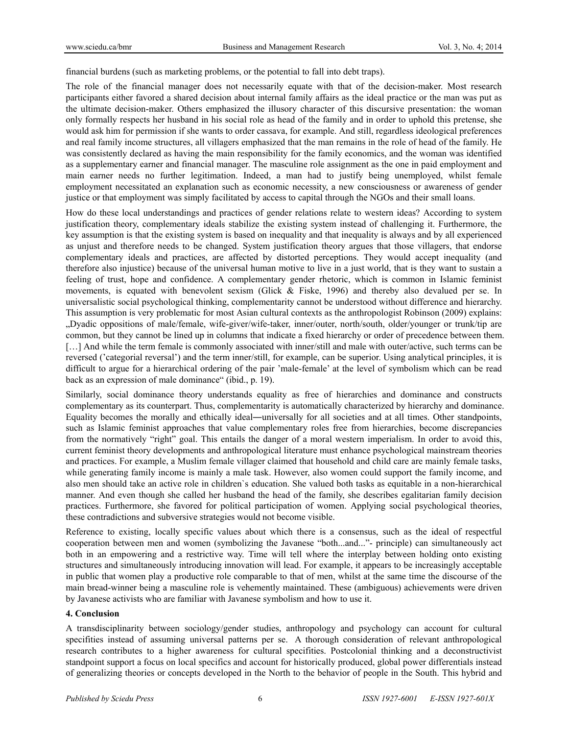financial burdens (such as marketing problems, or the potential to fall into debt traps).

The role of the financial manager does not necessarily equate with that of the decision-maker. Most research participants either favored a shared decision about internal family affairs as the ideal practice or the man was put as the ultimate decision-maker. Others emphasized the illusory character of this discursive presentation: the woman only formally respects her husband in his social role as head of the family and in order to uphold this pretense, she would ask him for permission if she wants to order cassava, for example. And still, regardless ideological preferences and real family income structures, all villagers emphasized that the man remains in the role of head of the family. He was consistently declared as having the main responsibility for the family economics, and the woman was identified as a supplementary earner and financial manager. The masculine role assignment as the one in paid employment and main earner needs no further legitimation. Indeed, a man had to justify being unemployed, whilst female employment necessitated an explanation such as economic necessity, a new consciousness or awareness of gender justice or that employment was simply facilitated by access to capital through the NGOs and their small loans.

How do these local understandings and practices of gender relations relate to western ideas? According to system justification theory, complementary ideals stabilize the existing system instead of challenging it. Furthermore, the key assumption is that the existing system is based on inequality and that inequality is always and by all experienced as unjust and therefore needs to be changed. System justification theory argues that those villagers, that endorse complementary ideals and practices, are affected by distorted perceptions. They would accept inequality (and therefore also injustice) because of the universal human motive to live in a just world, that is they want to sustain a feeling of trust, hope and confidence. A complementary gender rhetoric, which is common in Islamic feminist movements, is equated with benevolent sexism (Glick & Fiske, 1996) and thereby also devalued per se. In universalistic social psychological thinking, complementarity cannot be understood without difference and hierarchy. This assumption is very problematic for most Asian cultural contexts as the anthropologist Robinson (2009) explains: „Dyadic oppositions of male/female, wife-giver/wife-taker, inner/outer, north/south, older/younger or trunk/tip are common, but they cannot be lined up in columns that indicate a fixed hierarchy or order of precedence between them. […] And while the term female is commonly associated with inner/still and male with outer/active, such terms can be reversed ('categorial reversal') and the term inner/still, for example, can be superior. Using analytical principles, it is difficult to argue for a hierarchical ordering of the pair 'male-female' at the level of symbolism which can be read back as an expression of male dominance" (ibid., p. 19).

Similarly, social dominance theory understands equality as free of hierarchies and dominance and constructs complementary as its counterpart. Thus, complementarity is automatically characterized by hierarchy and dominance. Equality becomes the morally and ethically ideal—universally for all societies and at all times. Other standpoints, such as Islamic feminist approaches that value complementary roles free from hierarchies, become discrepancies from the normatively "right" goal. This entails the danger of a moral western imperialism. In order to avoid this, current feminist theory developments and anthropological literature must enhance psychological mainstream theories and practices. For example, a Muslim female villager claimed that household and child care are mainly female tasks, while generating family income is mainly a male task. However, also women could support the family income, and also men should take an active role in children`s education. She valued both tasks as equitable in a non-hierarchical manner. And even though she called her husband the head of the family, she describes egalitarian family decision practices. Furthermore, she favored for political participation of women. Applying social psychological theories, these contradictions and subversive strategies would not become visible.

Reference to existing, locally specific values about which there is a consensus, such as the ideal of respectful cooperation between men and women (symbolizing the Javanese "both...and..."- principle) can simultaneously act both in an empowering and a restrictive way. Time will tell where the interplay between holding onto existing structures and simultaneously introducing innovation will lead. For example, it appears to be increasingly acceptable in public that women play a productive role comparable to that of men, whilst at the same time the discourse of the main bread-winner being a masculine role is vehemently maintained. These (ambiguous) achievements were driven by Javanese activists who are familiar with Javanese symbolism and how to use it.

## 4. Conclusion

A transdisciplinarity between sociology/gender studies, anthropology and psychology can account for cultural specifities instead of assuming universal patterns per se. A thorough consideration of relevant anthropological research contributes to a higher awareness for cultural specifities. Postcolonial thinking and a deconstructivist standpoint support a focus on local specifics and account for historically produced, global power differentials instead of generalizing theories or concepts developed in the North to the behavior of people in the South. This hybrid and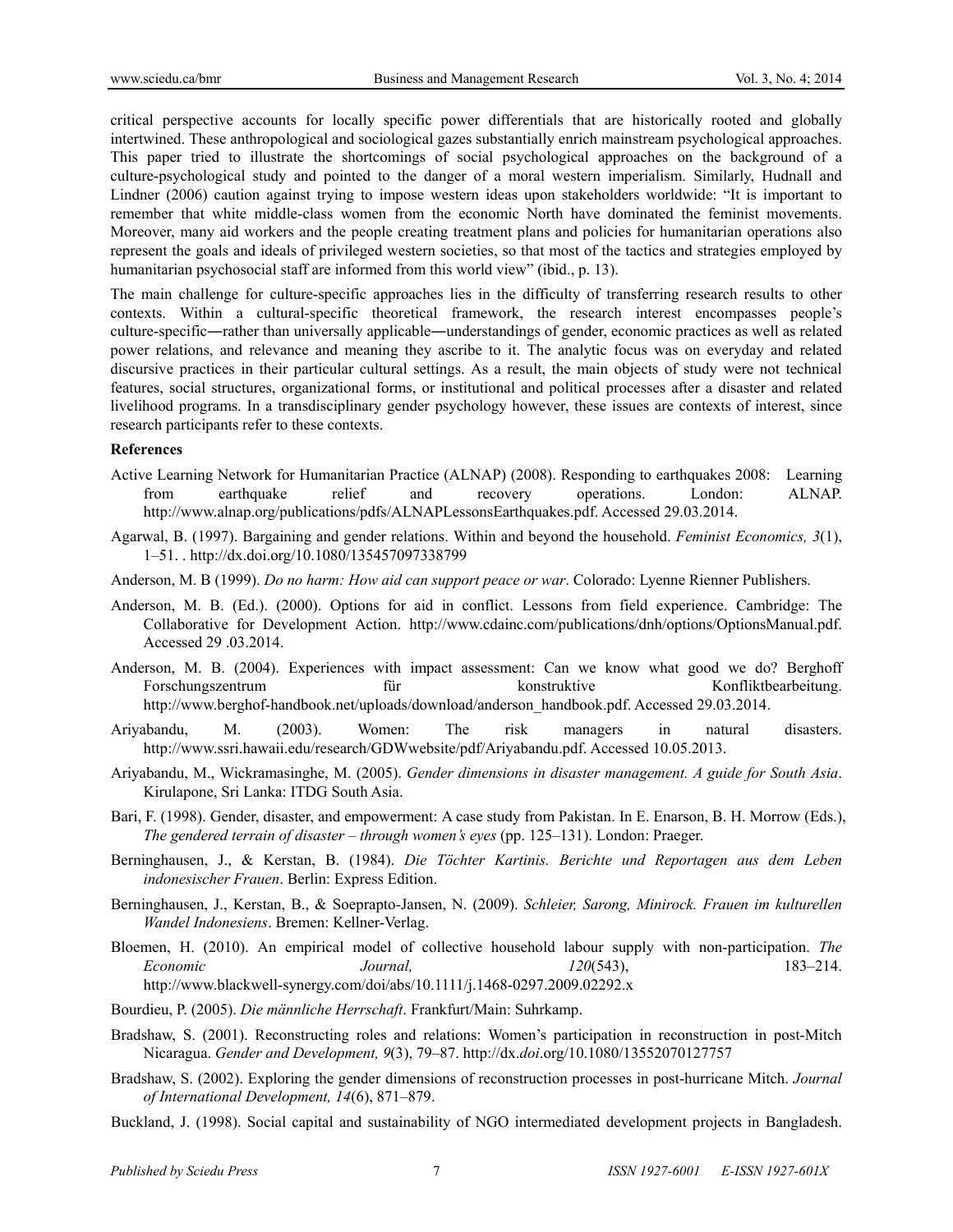critical perspective accounts for locally specific power differentials that are historically rooted and globally intertwined. These anthropological and sociological gazes substantially enrich mainstream psychological approaches. This paper tried to illustrate the shortcomings of social psychological approaches on the background of a culture-psychological study and pointed to the danger of a moral western imperialism. Similarly, Hudnall and Lindner (2006) caution against trying to impose western ideas upon stakeholders worldwide: "It is important to remember that white middle-class women from the economic North have dominated the feminist movements. Moreover, many aid workers and the people creating treatment plans and policies for humanitarian operations also represent the goals and ideals of privileged western societies, so that most of the tactics and strategies employed by humanitarian psychosocial staff are informed from this world view" (ibid., p. 13).

The main challenge for culture-specific approaches lies in the difficulty of transferring research results to other contexts. Within a cultural-specific theoretical framework, the research interest encompasses people's culture-specific―rather than universally applicable―understandings of gender, economic practices as well as related power relations, and relevance and meaning they ascribe to it. The analytic focus was on everyday and related discursive practices in their particular cultural settings. As a result, the main objects of study were not technical features, social structures, organizational forms, or institutional and political processes after a disaster and related livelihood programs. In a transdisciplinary gender psychology however, these issues are contexts of interest, since research participants refer to these contexts.

**References**

Active Learning Network for Humanitarian Practice (ALNAP) (2008). Responding to earthquakes 2008: Learning from earthquake relief and recovery operations. London: ALNAP. http://www.alnap.org/publications/pdfs/ALNAPLessonsEarthquakes.pdf. Accessed 29.03.2014.

Agarwal, B. (1997). Bargaining and gender relations. Within and beyond the household. *Feminist Economics, 3*(1), 1–51. . http://dx.doi.org/10.1080/135457097338799

Anderson, M. B (1999). *Do no harm: How aid can support peace or war*. Colorado: Lyenne Rienner Publishers.

Anderson, M. B. (Ed.). (2000). Options for aid in conflict. Lessons from field experience. Cambridge: The Collaborative for Development Action. http://www.cdainc.com/publications/dnh/options/OptionsManual.pdf. Accessed 29 .03.2014.

Anderson, M. B. (2004). Experiences with impact assessment: Can we know what good we do? Berghoff Forschungszentrum für konstruktive Konfliktbearbeitung. http://www.berghof-handbook.net/uploads/download/anderson_handbook.pdf. Accessed 29.03.2014.

Ariyabandu, M. (2003). Women: The risk managers in natural disasters. http://www.ssri.hawaii.edu/research/GDWwebsite/pdf/Ariyabandu.pdf. Accessed 10.05.2013.

Ariyabandu, M., Wickramasinghe, M. (2005). *Gender dimensions in disaster management. A guide for South Asia*. Kirulapone, Sri Lanka: ITDG South Asia.

Bari, F. (1998). Gender, disaster, and empowerment: A case study from Pakistan. In E. Enarson, B. H. Morrow (Eds.), *The gendered terrain of disaster – through women's eyes* (pp. 125–131). London: Praeger.

Berninghausen, J., & Kerstan, B. (1984). *Die Töchter Kartinis. Berichte und Reportagen aus dem Leben indonesischer Frauen*. Berlin: Express Edition.

Berninghausen, J., Kerstan, B., & Soeprapto-Jansen, N. (2009). *Schleier, Sarong, Minirock. Frauen im kulturellen Wandel Indonesiens*. Bremen: Kellner-Verlag.

Bloemen, H. (2010). An empirical model of collective household labour supply with non-participation. *The Economic Journal, 120*(543), 183–214. http://www.blackwell-synergy.com/doi/abs/10.1111/j.1468-0297.2009.02292.x

Bourdieu, P. (2005). *Die männliche Herrschaft*. Frankfurt/Main: Suhrkamp.

Bradshaw, S. (2001). Reconstructing roles and relations: Women's participation in reconstruction in post-Mitch Nicaragua. *Gender and Development, 9*(3), 79–87. http://dx.*doi*.org/10.1080/13552070127757

Bradshaw, S. (2002). Exploring the gender dimensions of reconstruction processes in post-hurricane Mitch. *Journal of International Development, 14*(6), 871–879.

Buckland, J. (1998). Social capital and sustainability of NGO intermediated development projects in Bangladesh.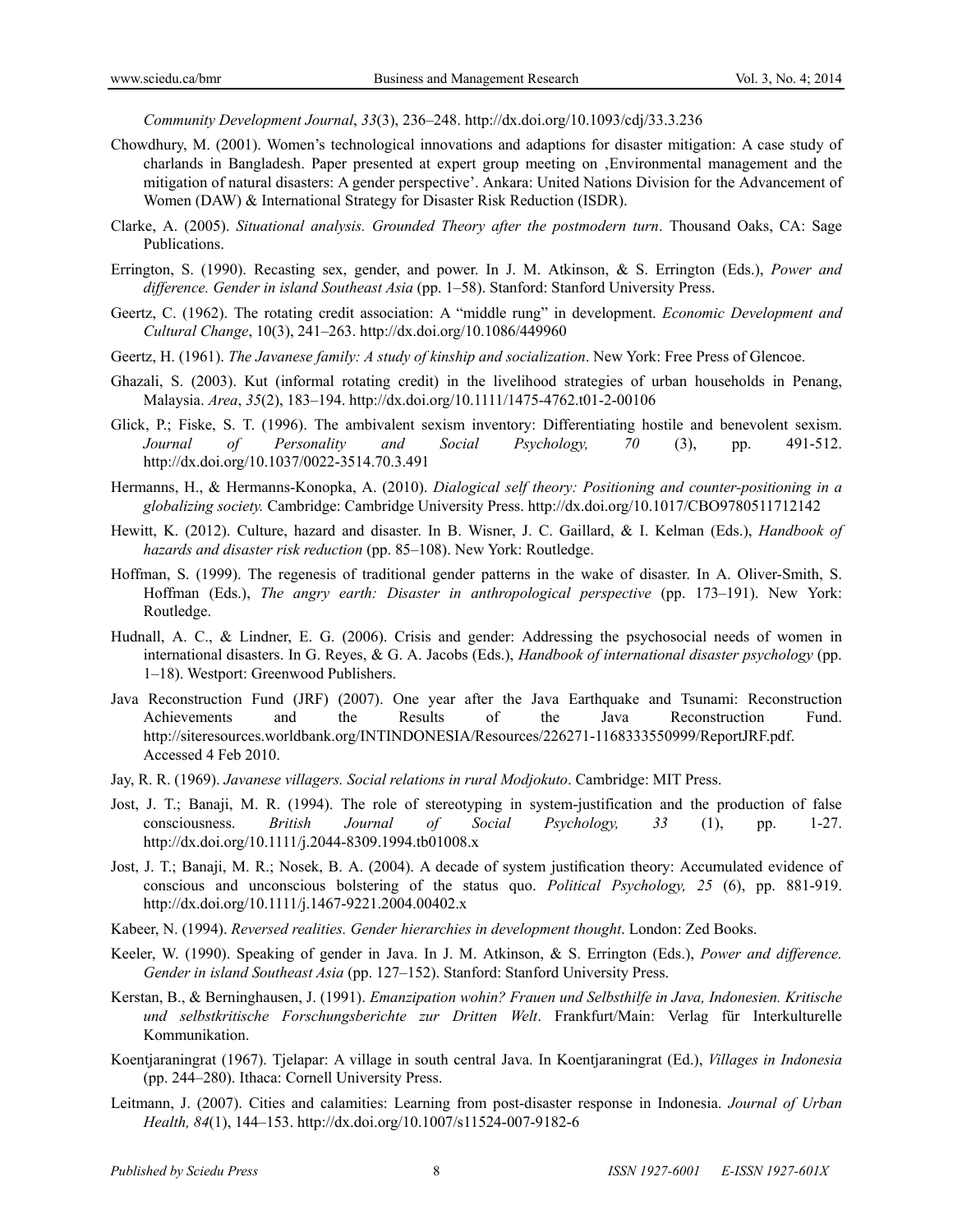*Community Development Journal*, *33*(3), 236–248. http://dx.doi.org/10.1093/cdj/33.3.236

Chowdhury, M. (2001). Women's technological innovations and adaptions for disaster mitigation: A case study of charlands in Bangladesh. Paper presented at expert group meeting on ‚Environmental management and the mitigation of natural disasters: A gender perspective'. Ankara: United Nations Division for the Advancement of Women (DAW) & International Strategy for Disaster Risk Reduction (ISDR).

Clarke, A. (2005). *Situational analysis. Grounded Theory after the postmodern turn*. Thousand Oaks, CA: Sage Publications.

Errington, S. (1990). Recasting sex, gender, and power. In J. M. Atkinson, & S. Errington (Eds.), *Power and difference. Gender in island Southeast Asia* (pp. 1–58). Stanford: Stanford University Press.

Geertz, C. (1962). The rotating credit association: A "middle rung" in development. *Economic Development and Cultural Change*, 10(3), 241–263. http://dx.doi.org/10.1086/449960

Geertz, H. (1961). *The Javanese family: A study of kinship and socialization*. New York: Free Press of Glencoe.

Ghazali, S. (2003). Kut (informal rotating credit) in the livelihood strategies of urban households in Penang, Malaysia. *Area*, *35*(2), 183–194. http://dx.doi.org/10.1111/1475-4762.t01-2-00106

Glick, P.; Fiske, S. T. (1996). The ambivalent sexism inventory: Differentiating hostile and benevolent sexism. *Journal of Personality and Social Psychology, 70* (3), pp. 491-512. http://dx.doi.org/10.1037/0022-3514.70.3.491

Hermanns, H., & Hermanns-Konopka, A. (2010). *Dialogical self theory: Positioning and counter-positioning in a globalizing society.* Cambridge: Cambridge University Press. http://dx.doi.org/10.1017/CBO9780511712142

Hewitt, K. (2012). Culture, hazard and disaster. In B. Wisner, J. C. Gaillard, & I. Kelman (Eds.), *Handbook of hazards and disaster risk reduction* (pp. 85–108). New York: Routledge.

Hoffman, S. (1999). The regenesis of traditional gender patterns in the wake of disaster. In A. Oliver-Smith, S. Hoffman (Eds.), *The angry earth: Disaster in anthropological perspective* (pp. 173–191). New York: Routledge.

Hudnall, A. C., & Lindner, E. G. (2006). Crisis and gender: Addressing the psychosocial needs of women in international disasters. In G. Reyes, & G. A. Jacobs (Eds.), *Handbook of international disaster psychology* (pp. 1–18). Westport: Greenwood Publishers.

Java Reconstruction Fund (JRF) (2007). One year after the Java Earthquake and Tsunami: Reconstruction Achievements and the Results of the Java Reconstruction Fund. http://siteresources.worldbank.org/INTINDONESIA/Resources/226271-1168333550999/ReportJRF.pdf. Accessed 4 Feb 2010.

Jay, R. R. (1969). *Javanese villagers. Social relations in rural Modjokuto*. Cambridge: MIT Press.

Jost, J. T.; Banaji, M. R. (1994). The role of stereotyping in system-justification and the production of false consciousness. *British Journal of Social Psychology, 33* (1), pp. 1-27. http://dx.doi.org/10.1111/j.2044-8309.1994.tb01008.x

Jost, J. T.; Banaji, M. R.; Nosek, B. A. (2004). A decade of system justification theory: Accumulated evidence of conscious and unconscious bolstering of the status quo. *Political Psychology, 25* (6), pp. 881-919. http://dx.doi.org/10.1111/j.1467-9221.2004.00402.x

Kabeer, N. (1994). *Reversed realities. Gender hierarchies in development thought*. London: Zed Books.

Keeler, W. (1990). Speaking of gender in Java. In J. M. Atkinson, & S. Errington (Eds.), *Power and difference. Gender in island Southeast Asia* (pp. 127–152). Stanford: Stanford University Press.

Kerstan, B., & Berninghausen, J. (1991). *Emanzipation wohin? Frauen und Selbsthilfe in Java, Indonesien. Kritische und selbstkritische Forschungsberichte zur Dritten Welt*. Frankfurt/Main: Verlag für Interkulturelle Kommunikation.

Koentjaraningrat (1967). Tjelapar: A village in south central Java. In Koentjaraningrat (Ed.), *Villages in Indonesia* (pp. 244–280). Ithaca: Cornell University Press.

Leitmann, J. (2007). Cities and calamities: Learning from post-disaster response in Indonesia. *Journal of Urban Health, 84*(1), 144–153. http://dx.doi.org/10.1007/s11524-007-9182-6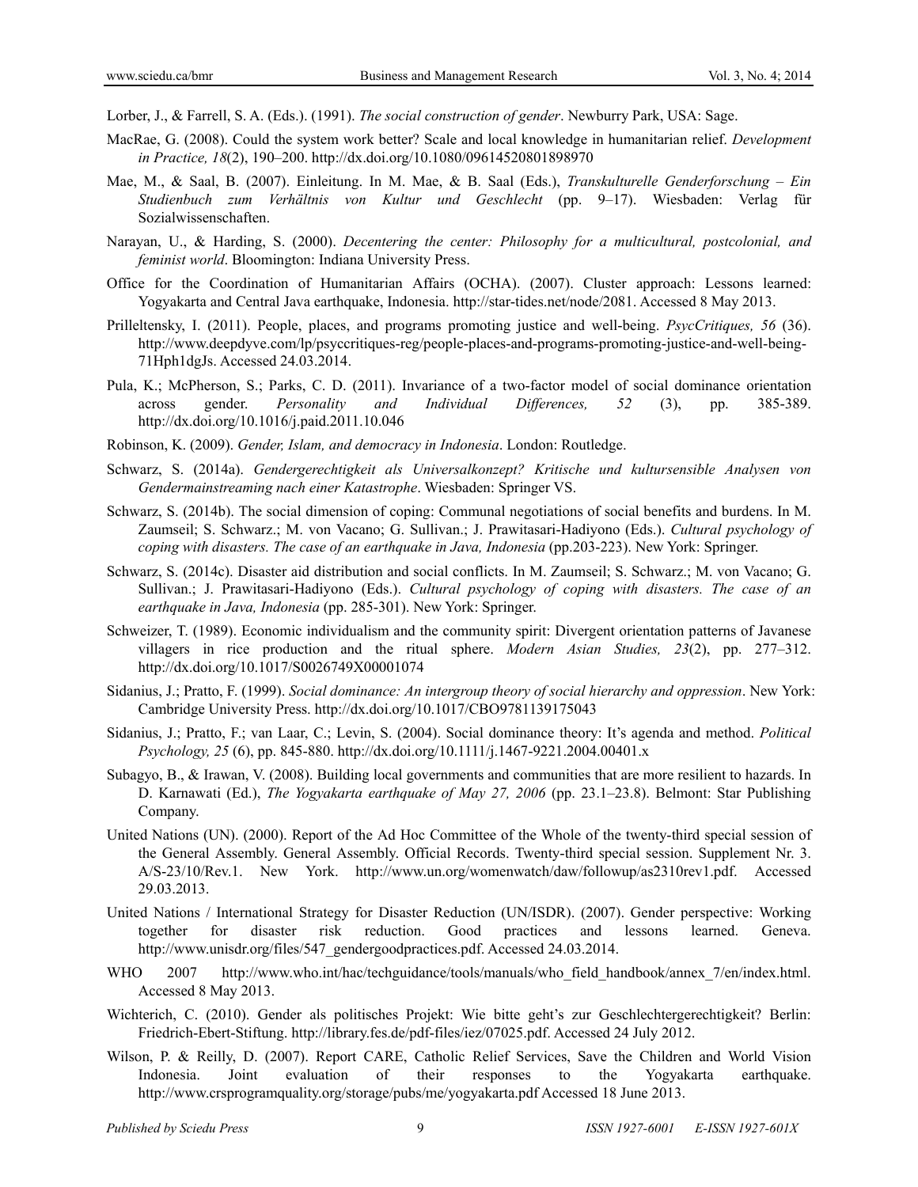Lorber, J., & Farrell, S. A. (Eds.). (1991). *The social construction of gender*. Newburry Park, USA: Sage.

MacRae, G. (2008). Could the system work better? Scale and local knowledge in humanitarian relief. *Development in Practice, 18*(2), 190–200. http://dx.doi.org/10.1080/09614520801898970

Mae, M., & Saal, B. (2007). Einleitung. In M. Mae, & B. Saal (Eds.), *Transkulturelle Genderforschung – Ein Studienbuch zum Verhältnis von Kultur und Geschlecht* (pp. 9–17). Wiesbaden: Verlag für Sozialwissenschaften.

Narayan, U., & Harding, S. (2000). *Decentering the center: Philosophy for a multicultural, postcolonial, and feminist world*. Bloomington: Indiana University Press.

Office for the Coordination of Humanitarian Affairs (OCHA). (2007). Cluster approach: Lessons learned: Yogyakarta and Central Java earthquake, Indonesia. http://star-tides.net/node/2081. Accessed 8 May 2013.

Prilleltensky, I. (2011). People, places, and programs promoting justice and well-being. *PsycCritiques, 56* (36). http://www.deepdyve.com/lp/psyccritiques-reg/people-places-and-programs-promoting-justice-and-well-being-71Hph1dgJs. Accessed 24.03.2014.

Pula, K.; McPherson, S.; Parks, C. D. (2011). Invariance of a two-factor model of social dominance orientation across gender. *Personality and Individual Differences, 52* (3), pp. 385-389. http://dx.doi.org/10.1016/j.paid.2011.10.046

Robinson, K. (2009). *Gender, Islam, and democracy in Indonesia*. London: Routledge.

Schwarz, S. (2014a). *Gendergerechtigkeit als Universalkonzept? Kritische und kultursensible Analysen von Gendermainstreaming nach einer Katastrophe*. Wiesbaden: Springer VS.

Schwarz, S. (2014b). The social dimension of coping: Communal negotiations of social benefits and burdens. In M. Zaumseil; S. Schwarz.; M. von Vacano; G. Sullivan.; J. Prawitasari-Hadiyono (Eds.). *Cultural psychology of coping with disasters. The case of an earthquake in Java, Indonesia* (pp.203-223). New York: Springer.

Schwarz, S. (2014c). Disaster aid distribution and social conflicts. In M. Zaumseil; S. Schwarz.; M. von Vacano; G. Sullivan.; J. Prawitasari-Hadiyono (Eds.). *Cultural psychology of coping with disasters. The case of an earthquake in Java, Indonesia* (pp. 285-301). New York: Springer.

Schweizer, T. (1989). Economic individualism and the community spirit: Divergent orientation patterns of Javanese villagers in rice production and the ritual sphere. *Modern Asian Studies, 23*(2), pp. 277–312. http://dx.doi.org/10.1017/S0026749X00001074

Sidanius, J.; Pratto, F. (1999). *Social dominance: An intergroup theory of social hierarchy and oppression*. New York: Cambridge University Press. http://dx.doi.org/10.1017/CBO9781139175043

Sidanius, J.; Pratto, F.; van Laar, C.; Levin, S. (2004). Social dominance theory: It's agenda and method. *Political Psychology, 25* (6), pp. 845-880. http://dx.doi.org/10.1111/j.1467-9221.2004.00401.x

Subagyo, B., & Irawan, V. (2008). Building local governments and communities that are more resilient to hazards. In D. Karnawati (Ed.), *The Yogyakarta earthquake of May 27, 2006* (pp. 23.1–23.8). Belmont: Star Publishing Company.

United Nations (UN). (2000). Report of the Ad Hoc Committee of the Whole of the twenty-third special session of the General Assembly. General Assembly. Official Records. Twenty-third special session. Supplement Nr. 3. A/S-23/10/Rev.1. New York. http://www.un.org/womenwatch/daw/followup/as2310rev1.pdf. Accessed 29.03.2013.

United Nations / International Strategy for Disaster Reduction (UN/ISDR). (2007). Gender perspective: Working together for disaster risk reduction. Good practices and lessons learned. Geneva. http://www.unisdr.org/files/547_gendergoodpractices.pdf. Accessed 24.03.2014.

WHO 2007 http://www.who.int/hac/techguidance/tools/manuals/who_field_handbook/annex_7/en/index.html. Accessed 8 May 2013.

Wichterich, C. (2010). Gender als politisches Projekt: Wie bitte geht's zur Geschlechtergerechtigkeit? Berlin: Friedrich-Ebert-Stiftung. http://library.fes.de/pdf-files/iez/07025.pdf. Accessed 24 July 2012.

Wilson, P. & Reilly, D. (2007). Report CARE, Catholic Relief Services, Save the Children and World Vision Indonesia. Joint evaluation of their responses to the Yogyakarta earthquake. http://www.crsprogramquality.org/storage/pubs/me/yogyakarta.pdf Accessed 18 June 2013.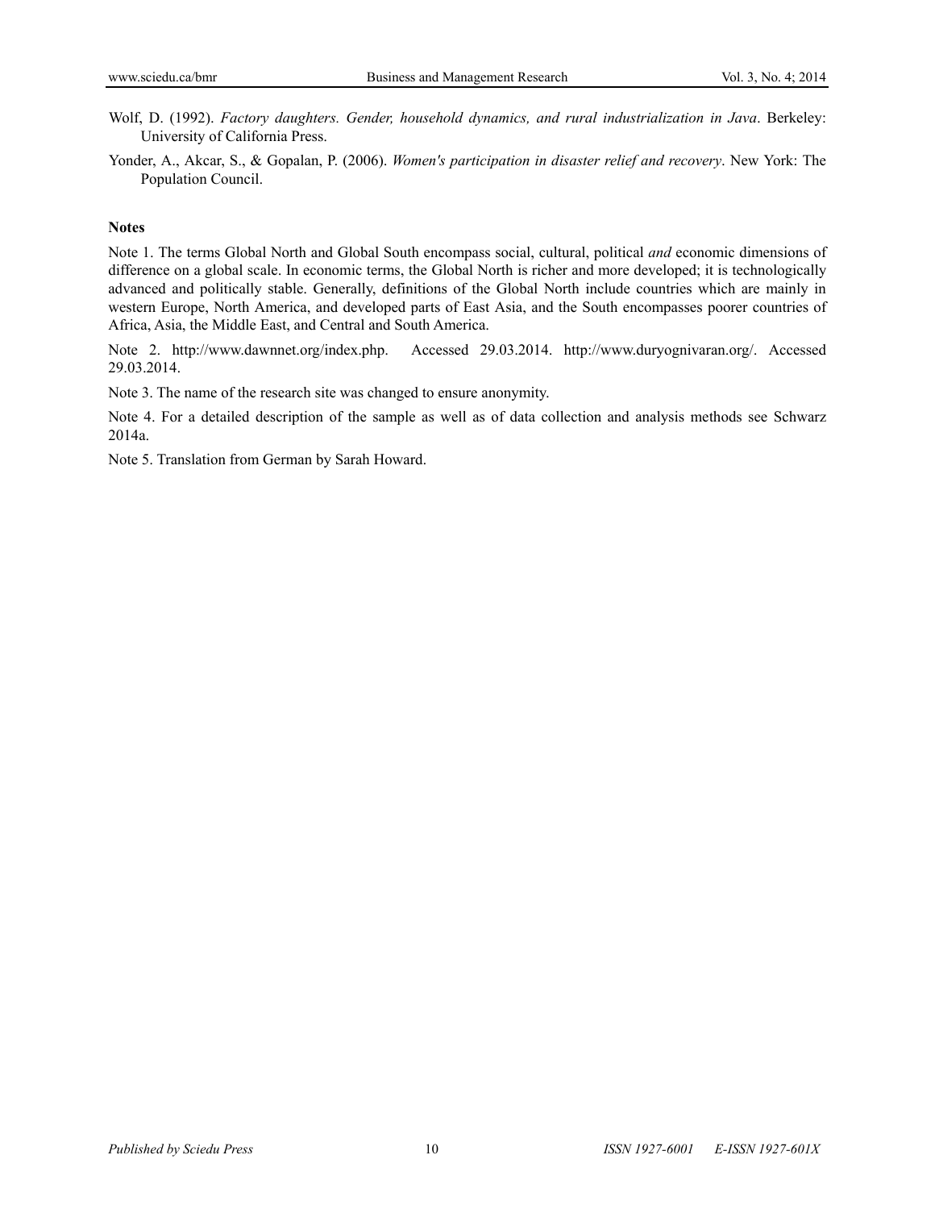Wolf, D. (1992). *Factory daughters. Gender, household dynamics, and rural industrialization in Java*. Berkeley: University of California Press.

Yonder, A., Akcar, S., & Gopalan, P. (2006). *Women's participation in disaster relief and recovery*. New York: The Population Council.

**Notes**

Note 1. The terms Global North and Global South encompass social, cultural, political *and* economic dimensions of difference on a global scale. In economic terms, the Global North is richer and more developed; it is technologically advanced and politically stable. Generally, definitions of the Global North include countries which are mainly in western Europe, North America, and developed parts of East Asia, and the South encompasses poorer countries of Africa, Asia, the Middle East, and Central and South America.

Note 2. http://www.dawnnet.org/index.php. Accessed 29.03.2014. http://www.duryognivaran.org/. Accessed 29.03.2014.

Note 3. The name of the research site was changed to ensure anonymity.

Note 4. For a detailed description of the sample as well as of data collection and analysis methods see Schwarz 2014a.

Note 5. Translation from German by Sarah Howard.